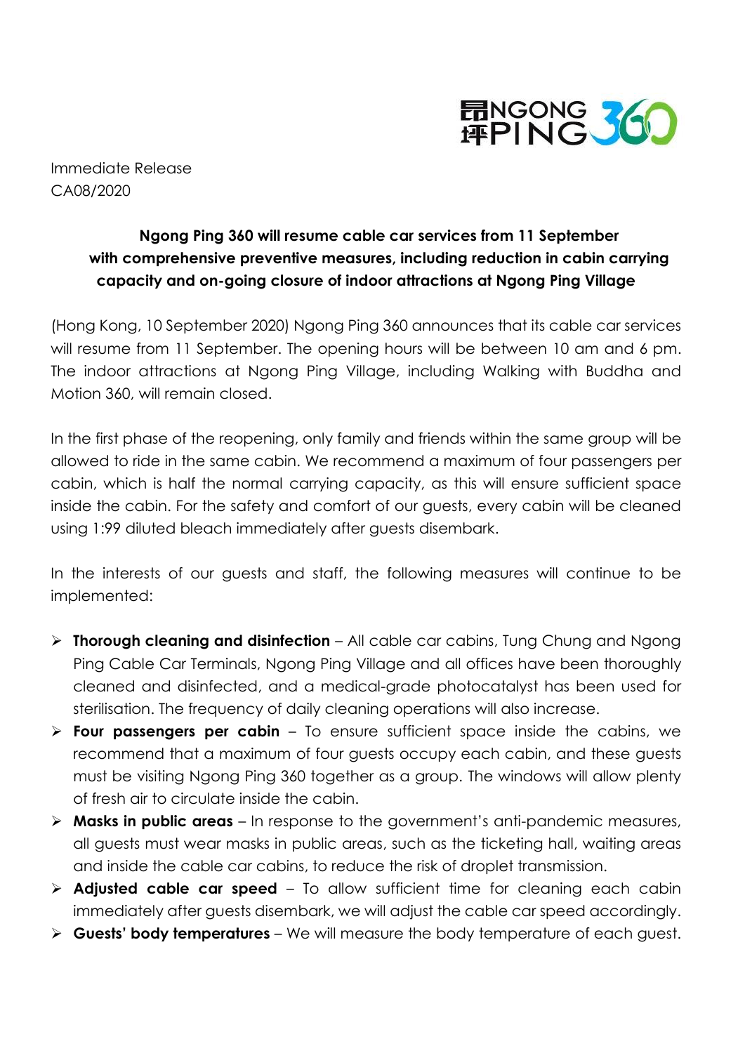Immediate Release
CA08/2020

## Ngong Ping 360 will resume cable car services from 11 September with comprehensive preventive measures, including reduction in cabin carrying capacity and on-going closure of indoor attractions at Ngong Ping Village

(Hong Kong, 10 September 2020) Ngong Ping 360 announces that its cable car services will resume from 11 September. The opening hours will be between 10 am and 6 pm. The indoor attractions at Ngong Ping Village, including Walking with Buddha and Motion 360, will remain closed.

In the first phase of the reopening, only family and friends within the same group will be allowed to ride in the same cabin. We recommend a maximum of four passengers per cabin, which is half the normal carrying capacity, as this will ensure sufficient space inside the cabin. For the safety and comfort of our guests, every cabin will be cleaned using 1:99 diluted bleach immediately after guests disembark.

In the interests of our guests and staff, the following measures will continue to be implemented:

- **Thorough cleaning and disinfection** – All cable car cabins, Tung Chung and Ngong Ping Cable Car Terminals, Ngong Ping Village and all offices have been thoroughly cleaned and disinfected, and a medical-grade photocatalyst has been used for sterilisation. The frequency of daily cleaning operations will also increase.
- **Four passengers per cabin** – To ensure sufficient space inside the cabins, we recommend that a maximum of four guests occupy each cabin, and these guests must be visiting Ngong Ping 360 together as a group. The windows will allow plenty of fresh air to circulate inside the cabin.
- **Masks in public areas** – In response to the government's anti-pandemic measures, all guests must wear masks in public areas, such as the ticketing hall, waiting areas and inside the cable car cabins, to reduce the risk of droplet transmission.
- **Adjusted cable car speed** – To allow sufficient time for cleaning each cabin immediately after guests disembark, we will adjust the cable car speed accordingly.
- **Guests' body temperatures** – We will measure the body temperature of each guest.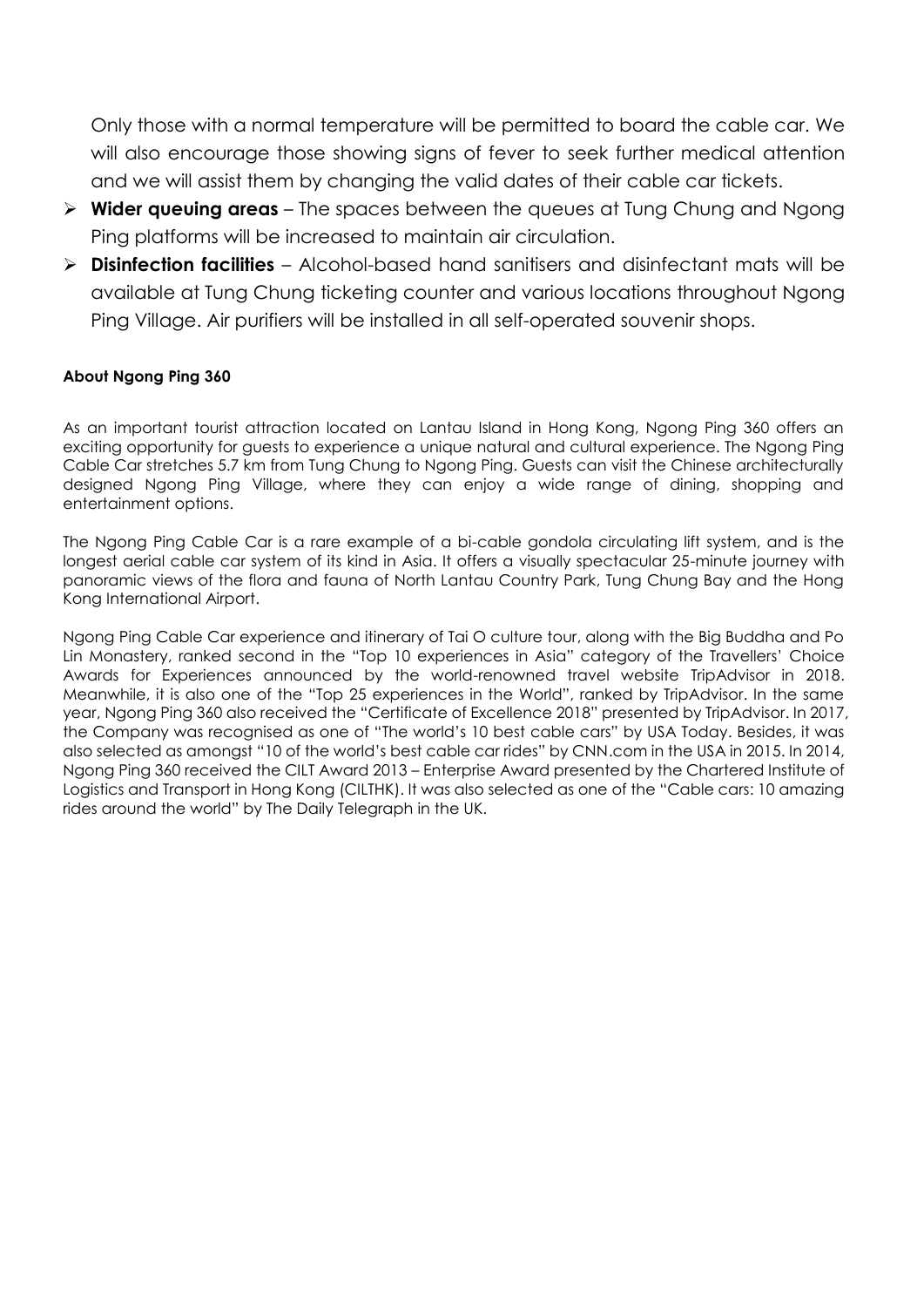Only those with a normal temperature will be permitted to board the cable car. We will also encourage those showing signs of fever to seek further medical attention and we will assist them by changing the valid dates of their cable car tickets.

- **Wider queuing areas** – The spaces between the queues at Tung Chung and Ngong Ping platforms will be increased to maintain air circulation.
- **Disinfection facilities** – Alcohol-based hand sanitisers and disinfectant mats will be available at Tung Chung ticketing counter and various locations throughout Ngong Ping Village. Air purifiers will be installed in all self-operated souvenir shops.

**About Ngong Ping 360**

As an important tourist attraction located on Lantau Island in Hong Kong, Ngong Ping 360 offers an exciting opportunity for guests to experience a unique natural and cultural experience. The Ngong Ping Cable Car stretches 5.7 km from Tung Chung to Ngong Ping. Guests can visit the Chinese architecturally designed Ngong Ping Village, where they can enjoy a wide range of dining, shopping and entertainment options.

The Ngong Ping Cable Car is a rare example of a bi-cable gondola circulating lift system, and is the longest aerial cable car system of its kind in Asia. It offers a visually spectacular 25-minute journey with panoramic views of the flora and fauna of North Lantau Country Park, Tung Chung Bay and the Hong Kong International Airport.

Ngong Ping Cable Car experience and itinerary of Tai O culture tour, along with the Big Buddha and Po Lin Monastery, ranked second in the "Top 10 experiences in Asia" category of the Travellers' Choice Awards for Experiences announced by the world-renowned travel website TripAdvisor in 2018. Meanwhile, it is also one of the "Top 25 experiences in the World", ranked by TripAdvisor. In the same year, Ngong Ping 360 also received the "Certificate of Excellence 2018" presented by TripAdvisor. In 2017, the Company was recognised as one of "The world's 10 best cable cars" by USA Today. Besides, it was also selected as amongst "10 of the world's best cable car rides" by CNN.com in the USA in 2015. In 2014, Ngong Ping 360 received the CILT Award 2013 – Enterprise Award presented by the Chartered Institute of Logistics and Transport in Hong Kong (CILTHK). It was also selected as one of the "Cable cars: 10 amazing rides around the world" by The Daily Telegraph in the UK.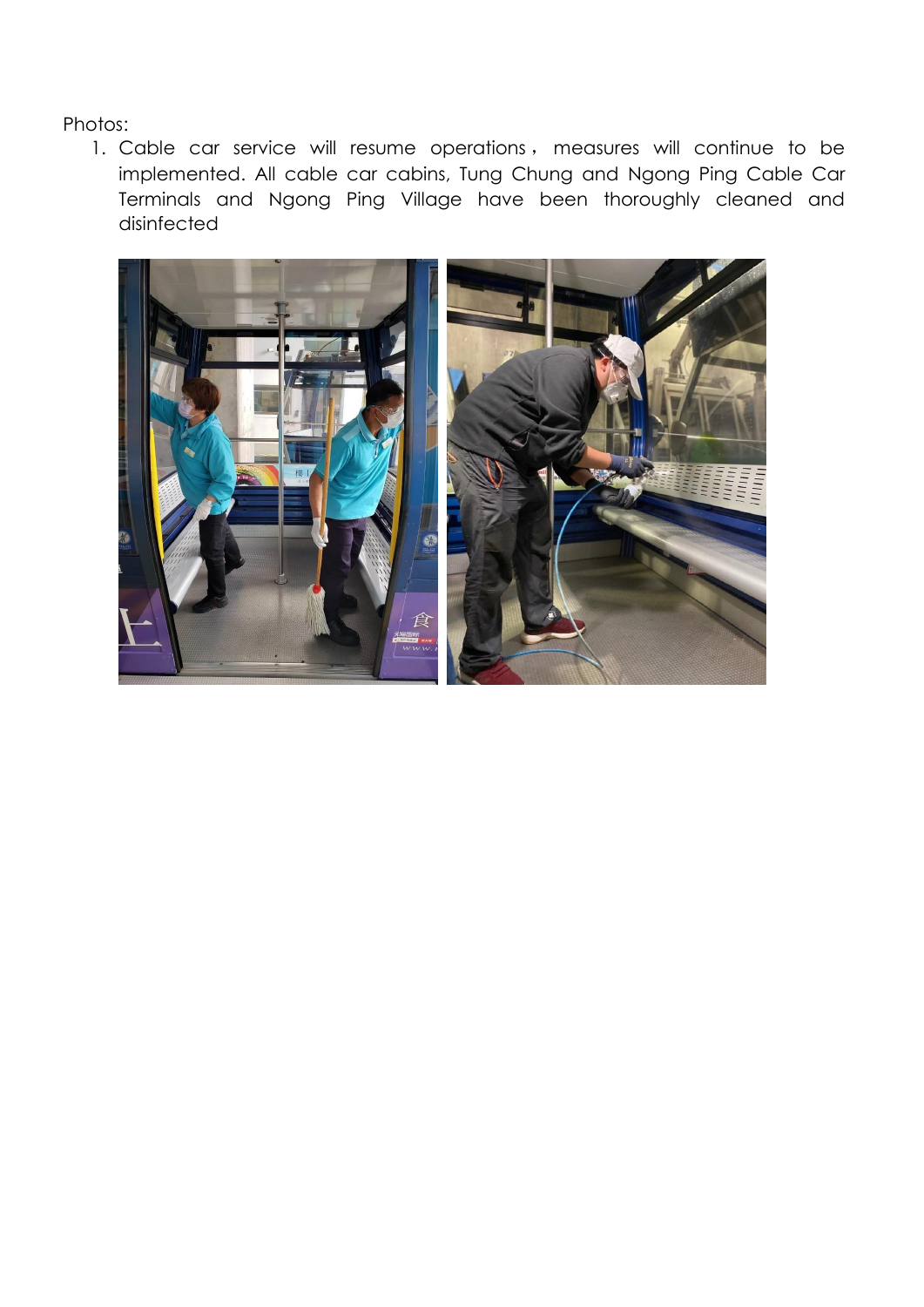Photos:

1. Cable car service will resume operations， measures will continue to be implemented. All cable car cabins, Tung Chung and Ngong Ping Cable Car Terminals and Ngong Ping Village have been thoroughly cleaned and disinfected